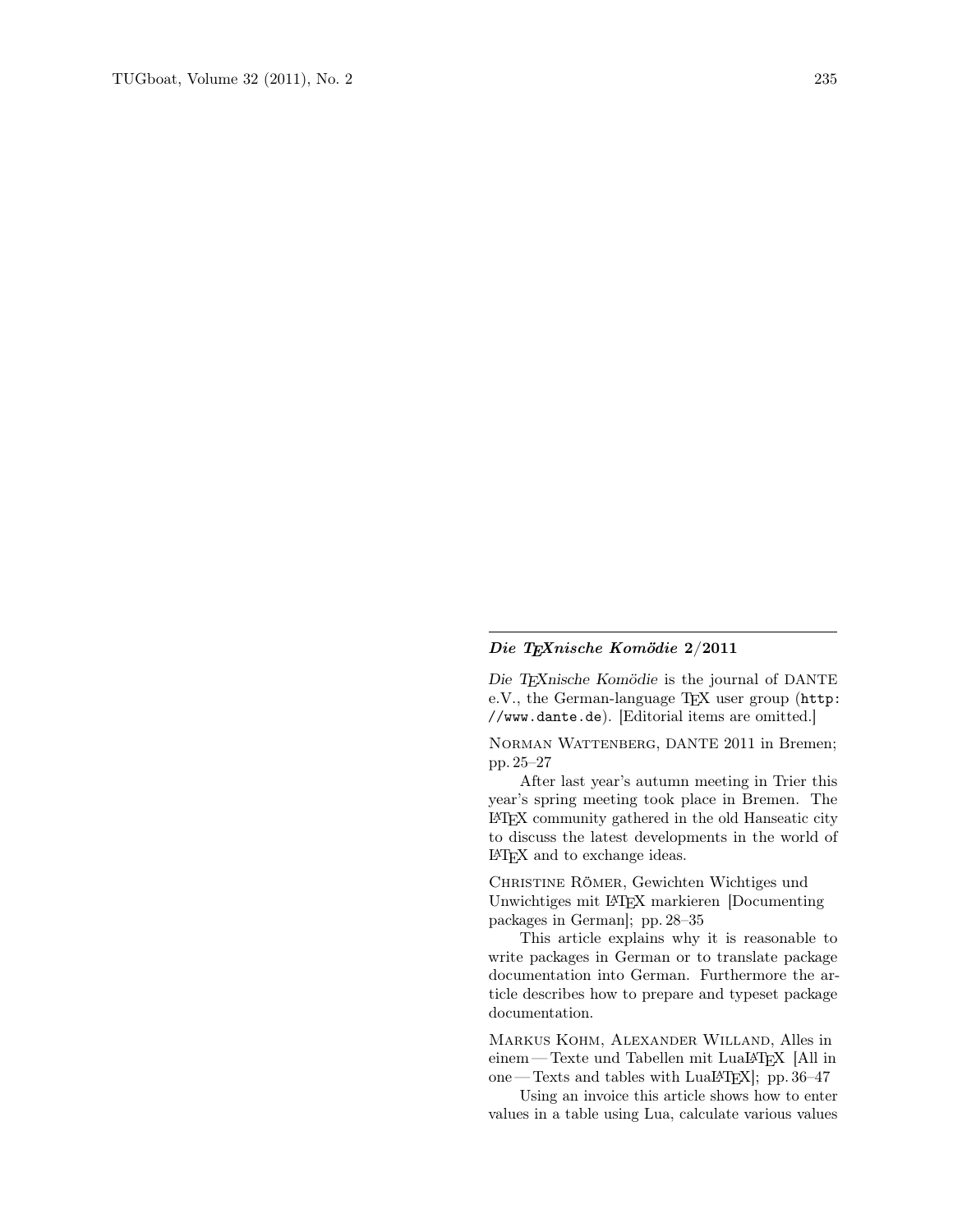## *Die TEXnische Komödie* 2/2011

*Die TEXnische Komödie* is the journal of DANTE e.V., the German-language TEX user group (http://www.dante.de). [Editorial items are omitted.]

Norman Wattenberg, DANTE 2011 in Bremen; pp. 25–27

After last year's autumn meeting in Trier this year's spring meeting took place in Bremen. The LATEX community gathered in the old Hanseatic city to discuss the latest developments in the world of LATEX and to exchange ideas.

Christine Römer, Gewichten Wichtiges und Unwichtiges mit LATEX markieren [Documenting packages in German]; pp. 28–35

This article explains why it is reasonable to write packages in German or to translate package documentation into German. Furthermore the article describes how to prepare and typeset package documentation.

Markus Kohm, Alexander Willand, Alles in einem — Texte und Tabellen mit LuaLATEX [All in one — Texts and tables with LuaLATEX]; pp. 36–47

Using an invoice this article shows how to enter values in a table using Lua, calculate various values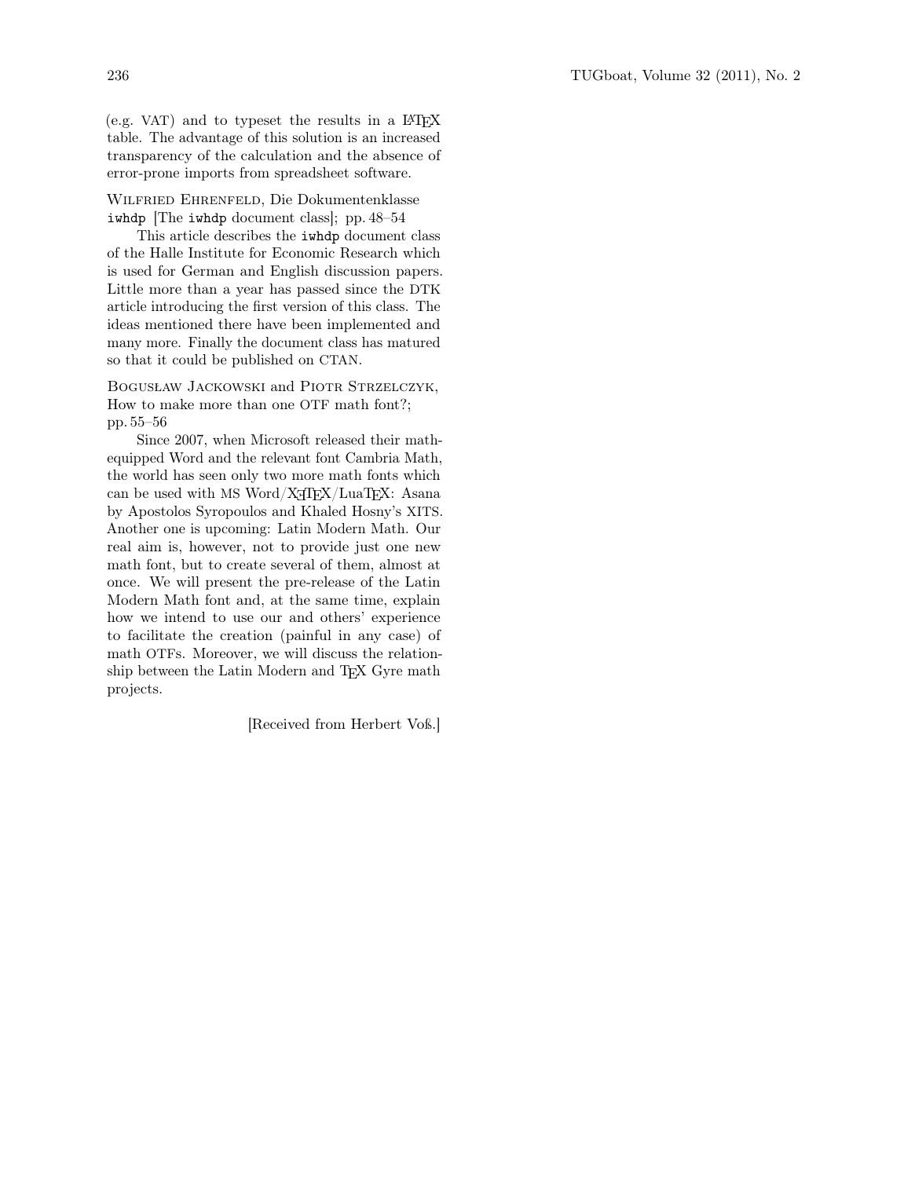(e.g. VAT) and to typeset the results in a LaTeX table. The advantage of this solution is an increased transparency of the calculation and the absence of error-prone imports from spreadsheet software.

Wilfried Ehrenfeld, Die Dokumentenklasse `iwhdp` [The `iwhdp` document class]; pp. 48–54

This article describes the `iwhdp` document class of the Halle Institute for Economic Research which is used for German and English discussion papers. Little more than a year has passed since the DTK article introducing the first version of this class. The ideas mentioned there have been implemented and many more. Finally the document class has matured so that it could be published on CTAN.

Bogusław Jackowski and Piotr Strzelczyk, How to make more than one OTF math font?; pp. 55–56

Since 2007, when Microsoft released their math-equipped Word and the relevant font Cambria Math, the world has seen only two more math fonts which can be used with MS Word/XeTeX/LuaTeX: Asana by Apostolos Syropoulos and Khaled Hosny's XITS. Another one is upcoming: Latin Modern Math. Our real aim is, however, not to provide just one new math font, but to create several of them, almost at once. We will present the pre-release of the Latin Modern Math font and, at the same time, explain how we intend to use our and others' experience to facilitate the creation (painful in any case) of math OTFs. Moreover, we will discuss the relationship between the Latin Modern and TeX Gyre math projects.

[Received from Herbert Voß.]